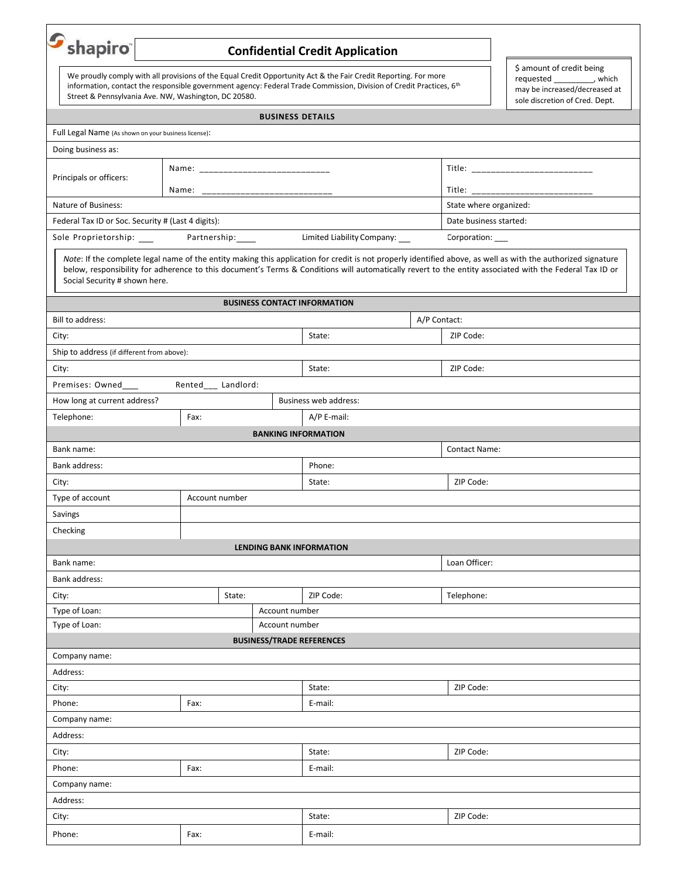shapiro™

# Confidential Credit Application

We proudly comply with all provisions of the Equal Credit Opportunity Act & the Fair Credit Reporting. For more information, contact the responsible government agency: Federal Trade Commission, Division of Credit Practices, 6th Street & Pennsylvania Ave. NW, Washington, DC 20580.

$ amount of credit being requested _________, which may be increased/decreased at sole discretion of Cred. Dept.

## BUSINESS DETAILS

| | | |
|---|---|---|
| Full Legal Name (As shown on your business license): | | |
| Doing business as: | | |
| Principals or officers: | Name: ___________________________ | Title: ________________________ |
| | Name: ___________________________ | Title: ________________________ |
| Nature of Business: | | State where organized: |
| Federal Tax ID or Soc. Security # (Last 4 digits): | | Date business started: |
| Sole Proprietorship: ___ Partnership: ____ | Limited Liability Company: ___ | Corporation: ___ |

*Note*: If the complete legal name of the entity making this application for credit is not properly identified above, as well as with the authorized signature below, responsibility for adherence to this document's Terms & Conditions will automatically revert to the entity associated with the Federal Tax ID or Social Security # shown here.

## BUSINESS CONTACT INFORMATION

| | | |
|---|---|---|
| Bill to address: | | A/P Contact: |
| City: | State: | ZIP Code: |
| Ship to address (if different from above): | | |
| City: | State: | ZIP Code: |
| Premises: Owned___ Rented___ Landlord: | | |
| How long at current address? | Business web address: | |
| Telephone: Fax: | A/P E-mail: | |

## BANKING INFORMATION

| | | |
|---|---|---|
| Bank name: | | Contact Name: |
| Bank address: | Phone: | |
| City: | State: | ZIP Code: |

| Type of account | Account number |
|---|---|
| Savings | |
| Checking | |

## LENDING BANK INFORMATION

| | | | |
|---|---|---|---|
| Bank name: | | | Loan Officer: |
| Bank address: | | | |
| City: | State: | ZIP Code: | Telephone: |
| Type of Loan: | Account number | | |
| Type of Loan: | Account number | | |

## BUSINESS/TRADE REFERENCES

| | | | |
|---|---|---|---|
| Company name: | | | |
| Address: | | | |
| City: | | State: | ZIP Code: |
| Phone: | Fax: | E-mail: | |
| Company name: | | | |
| Address: | | | |
| City: | | State: | ZIP Code: |
| Phone: | Fax: | E-mail: | |
| Company name: | | | |
| Address: | | | |
| City: | | State: | ZIP Code: |
| Phone: | Fax: | E-mail: | |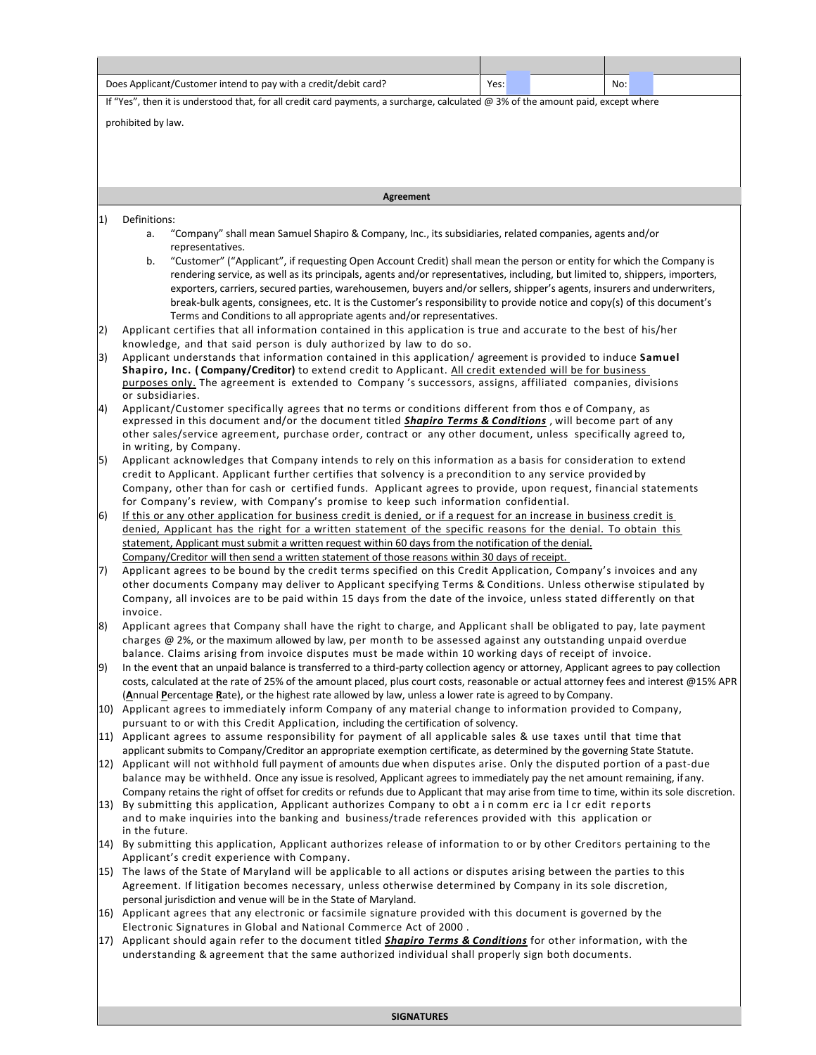| Does Applicant/Customer intend to pay with a credit/debit card? | Yes: | No: |
|---|---|---|

If "Yes", then it is understood that, for all credit card payments, a surcharge, calculated @ 3% of the amount paid, except where prohibited by law.

## Agreement

1) Definitions:
   a. "Company" shall mean Samuel Shapiro & Company, Inc., its subsidiaries, related companies, agents and/or representatives.
   b. "Customer" ("Applicant", if requesting Open Account Credit) shall mean the person or entity for which the Company is rendering service, as well as its principals, agents and/or representatives, including, but limited to, shippers, importers, exporters, carriers, secured parties, warehousemen, buyers and/or sellers, shipper's agents, insurers and underwriters, break-bulk agents, consignees, etc. It is the Customer's responsibility to provide notice and copy(s) of this document's Terms and Conditions to all appropriate agents and/or representatives.
2) Applicant certifies that all information contained in this application is true and accurate to the best of his/her knowledge, and that said person is duly authorized by law to do so.
3) Applicant understands that information contained in this application/ agreement is provided to induce **Samuel Shapiro, Inc. (Company/Creditor)** to extend credit to Applicant. <u>All credit extended will be for business purposes only.</u> The agreement is extended to Company 's successors, assigns, affiliated companies, divisions or subsidiaries.
4) Applicant/Customer specifically agrees that no terms or conditions different from thos e of Company, as expressed in this document and/or the document titled ***Shapiro Terms & Conditions*** , will become part of any other sales/service agreement, purchase order, contract or any other document, unless specifically agreed to, in writing, by Company.
5) Applicant acknowledges that Company intends to rely on this information as a basis for consideration to extend credit to Applicant. Applicant further certifies that solvency is a precondition to any service provided by Company, other than for cash or certified funds. Applicant agrees to provide, upon request, financial statements for Company's review, with Company's promise to keep such information confidential.
6) <u>If this or any other application for business credit is denied, or if a request for an increase in business credit is denied, Applicant has the right for a written statement of the specific reasons for the denial. To obtain this statement, Applicant must submit a written request within 60 days from the notification of the denial. Company/Creditor will then send a written statement of those reasons within 30 days of receipt.</u>
7) Applicant agrees to be bound by the credit terms specified on this Credit Application, Company's invoices and any other documents Company may deliver to Applicant specifying Terms & Conditions. Unless otherwise stipulated by Company, all invoices are to be paid within 15 days from the date of the invoice, unless stated differently on that invoice.
8) Applicant agrees that Company shall have the right to charge, and Applicant shall be obligated to pay, late payment charges @ 2%, or the maximum allowed by law, per month to be assessed against any outstanding unpaid overdue balance. Claims arising from invoice disputes must be made within 10 working days of receipt of invoice.
9) In the event that an unpaid balance is transferred to a third-party collection agency or attorney, Applicant agrees to pay collection costs, calculated at the rate of 25% of the amount placed, plus court costs, reasonable or actual attorney fees and interest @15% APR (**A**nnual **P**ercentage **R**ate), or the highest rate allowed by law, unless a lower rate is agreed to by Company.
10) Applicant agrees to immediately inform Company of any material change to information provided to Company, pursuant to or with this Credit Application, including the certification of solvency.
11) Applicant agrees to assume responsibility for payment of all applicable sales & use taxes until that time that applicant submits to Company/Creditor an appropriate exemption certificate, as determined by the governing State Statute.
12) Applicant will not withhold full payment of amounts due when disputes arise. Only the disputed portion of a past-due balance may be withheld. Once any issue is resolved, Applicant agrees to immediately pay the net amount remaining, if any. Company retains the right of offset for credits or refunds due to Applicant that may arise from time to time, within its sole discretion.
13) By submitting this application, Applicant authorizes Company to obtain commercial credit reports and to make inquiries into the banking and business/trade references provided with this application or in the future.
14) By submitting this application, Applicant authorizes release of information to or by other Creditors pertaining to the Applicant's credit experience with Company.
15) The laws of the State of Maryland will be applicable to all actions or disputes arising between the parties to this Agreement. If litigation becomes necessary, unless otherwise determined by Company in its sole discretion, personal jurisdiction and venue will be in the State of Maryland.
16) Applicant agrees that any electronic or facsimile signature provided with this document is governed by the Electronic Signatures in Global and National Commerce Act of 2000 .
17) Applicant should again refer to the document titled ***Shapiro Terms & Conditions*** for other information, with the understanding & agreement that the same authorized individual shall properly sign both documents.

## SIGNATURES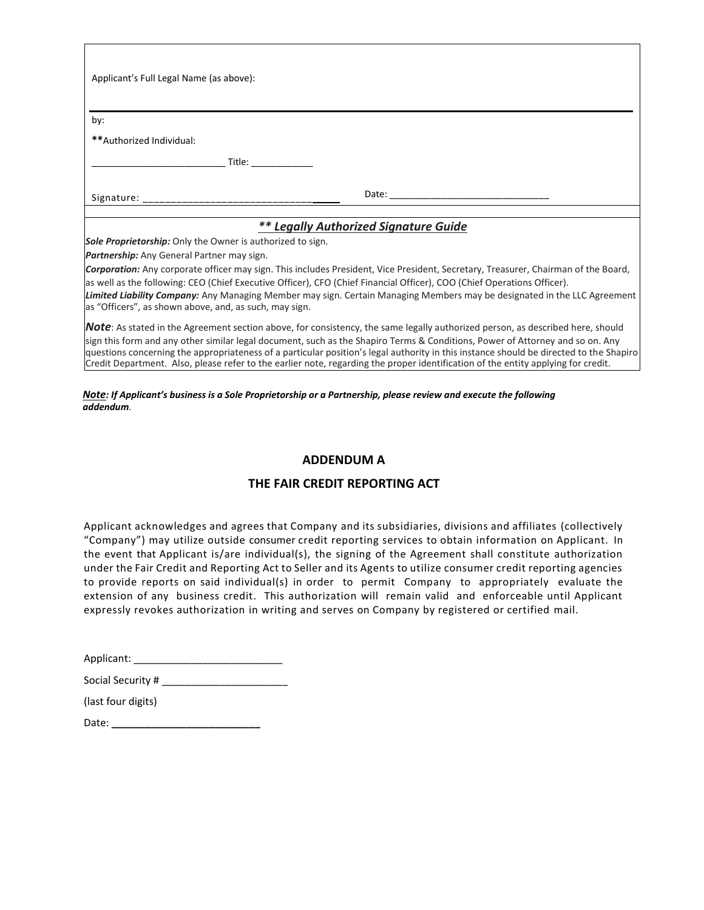Applicant's Full Legal Name (as above):

---

by:

**Authorized Individual:

_________________________ Title: ____________

Signature: ________________________________ Date: ______________________________

### *** Legally Authorized Signature Guide*

***Sole Proprietorship:*** Only the Owner is authorized to sign.

***Partnership:*** Any General Partner may sign.

***Corporation:*** Any corporate officer may sign. This includes President, Vice President, Secretary, Treasurer, Chairman of the Board, as well as the following: CEO (Chief Executive Officer), CFO (Chief Financial Officer), COO (Chief Operations Officer).

***Limited Liability Company:*** Any Managing Member may sign. Certain Managing Members may be designated in the LLC Agreement as "Officers", as shown above, and, as such, may sign.

***Note***: As stated in the Agreement section above, for consistency, the same legally authorized person, as described here, should sign this form and any other similar legal document, such as the Shapiro Terms & Conditions, Power of Attorney and so on. Any questions concerning the appropriateness of a particular position's legal authority in this instance should be directed to the Shapiro Credit Department. Also, please refer to the earlier note, regarding the proper identification of the entity applying for credit.

***Note:*** ***If Applicant's business is a Sole Proprietorship or a Partnership, please review and execute the following addendum.***

## ADDENDUM A

## THE FAIR CREDIT REPORTING ACT

Applicant acknowledges and agrees that Company and its subsidiaries, divisions and affiliates (collectively "Company") may utilize outside consumer credit reporting services to obtain information on Applicant. In the event that Applicant is/are individual(s), the signing of the Agreement shall constitute authorization under the Fair Credit and Reporting Act to Seller and its Agents to utilize consumer credit reporting agencies to provide reports on said individual(s) in order to permit Company to appropriately evaluate the extension of any business credit. This authorization will remain valid and enforceable until Applicant expressly revokes authorization in writing and serves on Company by registered or certified mail.

Applicant: __________________________

Social Security # ______________________

(last four digits)

Date: __________________________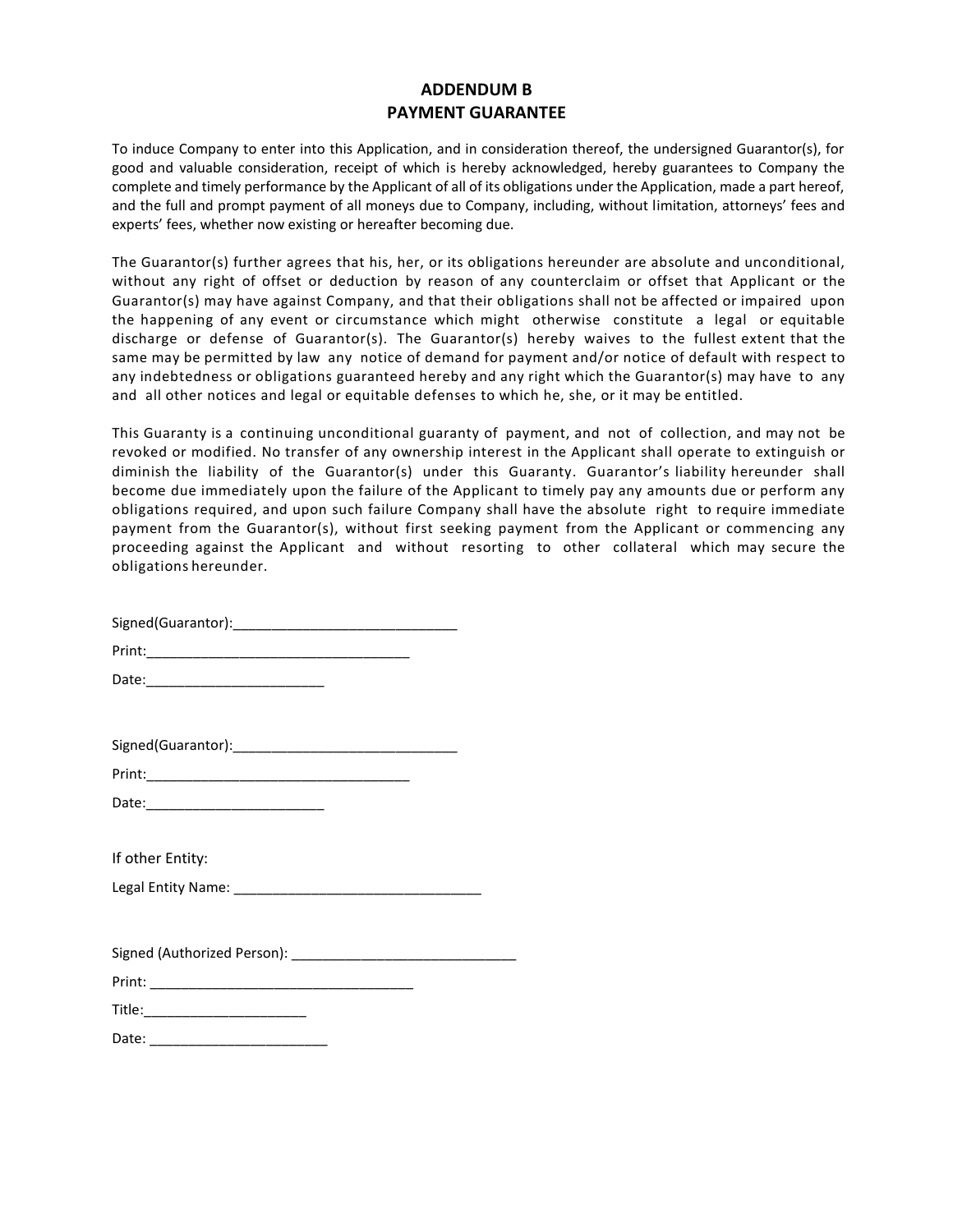# ADDENDUM B
## PAYMENT GUARANTEE

To induce Company to enter into this Application, and in consideration thereof, the undersigned Guarantor(s), for good and valuable consideration, receipt of which is hereby acknowledged, hereby guarantees to Company the complete and timely performance by the Applicant of all of its obligations under the Application, made a part hereof, and the full and prompt payment of all moneys due to Company, including, without limitation, attorneys' fees and experts' fees, whether now existing or hereafter becoming due.

The Guarantor(s) further agrees that his, her, or its obligations hereunder are absolute and unconditional, without any right of offset or deduction by reason of any counterclaim or offset that Applicant or the Guarantor(s) may have against Company, and that their obligations shall not be affected or impaired upon the happening of any event or circumstance which might otherwise constitute a legal or equitable discharge or defense of Guarantor(s). The Guarantor(s) hereby waives to the fullest extent that the same may be permitted by law any notice of demand for payment and/or notice of default with respect to any indebtedness or obligations guaranteed hereby and any right which the Guarantor(s) may have to any and all other notices and legal or equitable defenses to which he, she, or it may be entitled.

This Guaranty is a continuing unconditional guaranty of payment, and not of collection, and may not be revoked or modified. No transfer of any ownership interest in the Applicant shall operate to extinguish or diminish the liability of the Guarantor(s) under this Guaranty. Guarantor's liability hereunder shall become due immediately upon the failure of the Applicant to timely pay any amounts due or perform any obligations required, and upon such failure Company shall have the absolute right to require immediate payment from the Guarantor(s), without first seeking payment from the Applicant or commencing any proceeding against the Applicant and without resorting to other collateral which may secure the obligations hereunder.

Signed(Guarantor):_____________________________

Print:___________________________________

Date:_______________________

Signed(Guarantor):_____________________________

Print:___________________________________

Date:_______________________

If other Entity:

Legal Entity Name: ________________________________

Signed (Authorized Person): _____________________________

Print: ___________________________________

Title:_____________________

Date: _______________________